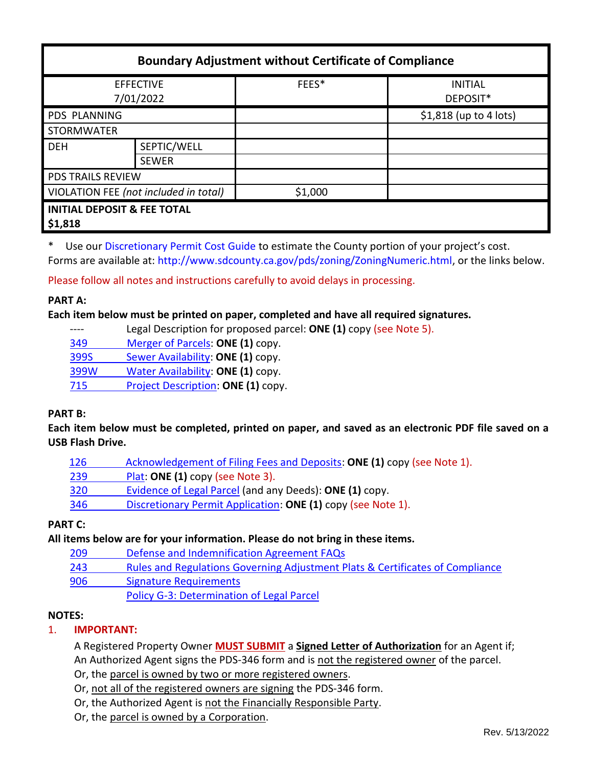| Boundary Adjustment without Certificate of Compliance | | | |
|---|---|---|---|
| EFFECTIVE 7/01/2022 | | FEES* | INITIAL DEPOSIT* |
| PDS PLANNING | | | $1,818 (up to 4 lots) |
| STORMWATER | | | |
| DEH | SEPTIC/WELL | | |
| | SEWER | | |
| PDS TRAILS REVIEW | | | |
| VIOLATION FEE *(not included in total)* | | $1,000 | |
| **INITIAL DEPOSIT & FEE TOTAL $1,818** | | | |

\* Use our Discretionary Permit Cost Guide to estimate the County portion of your project's cost. Forms are available at: http://www.sdcounty.ca.gov/pds/zoning/ZoningNumeric.html, or the links below.

Please follow all notes and instructions carefully to avoid delays in processing.

**PART A:**

**Each item below must be printed on paper, completed and have all required signatures.**

- ---- Legal Description for proposed parcel: **ONE (1)** copy (see Note 5).
- 349 Merger of Parcels: **ONE (1)** copy.
- 399S Sewer Availability: **ONE (1)** copy.
- 399W Water Availability: **ONE (1)** copy.
- 715 Project Description: **ONE (1)** copy.

**PART B:**

**Each item below must be completed, printed on paper, and saved as an electronic PDF file saved on a USB Flash Drive.**

- 126 Acknowledgement of Filing Fees and Deposits: **ONE (1)** copy (see Note 1).
- 239 Plat: **ONE (1)** copy (see Note 3).
- 320 Evidence of Legal Parcel (and any Deeds): **ONE (1)** copy.
- 346 Discretionary Permit Application: **ONE (1)** copy (see Note 1).

**PART C:**

**All items below are for your information. Please do not bring in these items.**

- 209 Defense and Indemnification Agreement FAQs
- 243 Rules and Regulations Governing Adjustment Plats & Certificates of Compliance
- 906 Signature Requirements
- Policy G-3: Determination of Legal Parcel

**NOTES:**

1. **IMPORTANT:**

   A Registered Property Owner **MUST SUBMIT** a **Signed Letter of Authorization** for an Agent if;
   An Authorized Agent signs the PDS-346 form and is not the registered owner of the parcel.
   Or, the parcel is owned by two or more registered owners.
   Or, not all of the registered owners are signing the PDS-346 form.
   Or, the Authorized Agent is not the Financially Responsible Party.
   Or, the parcel is owned by a Corporation.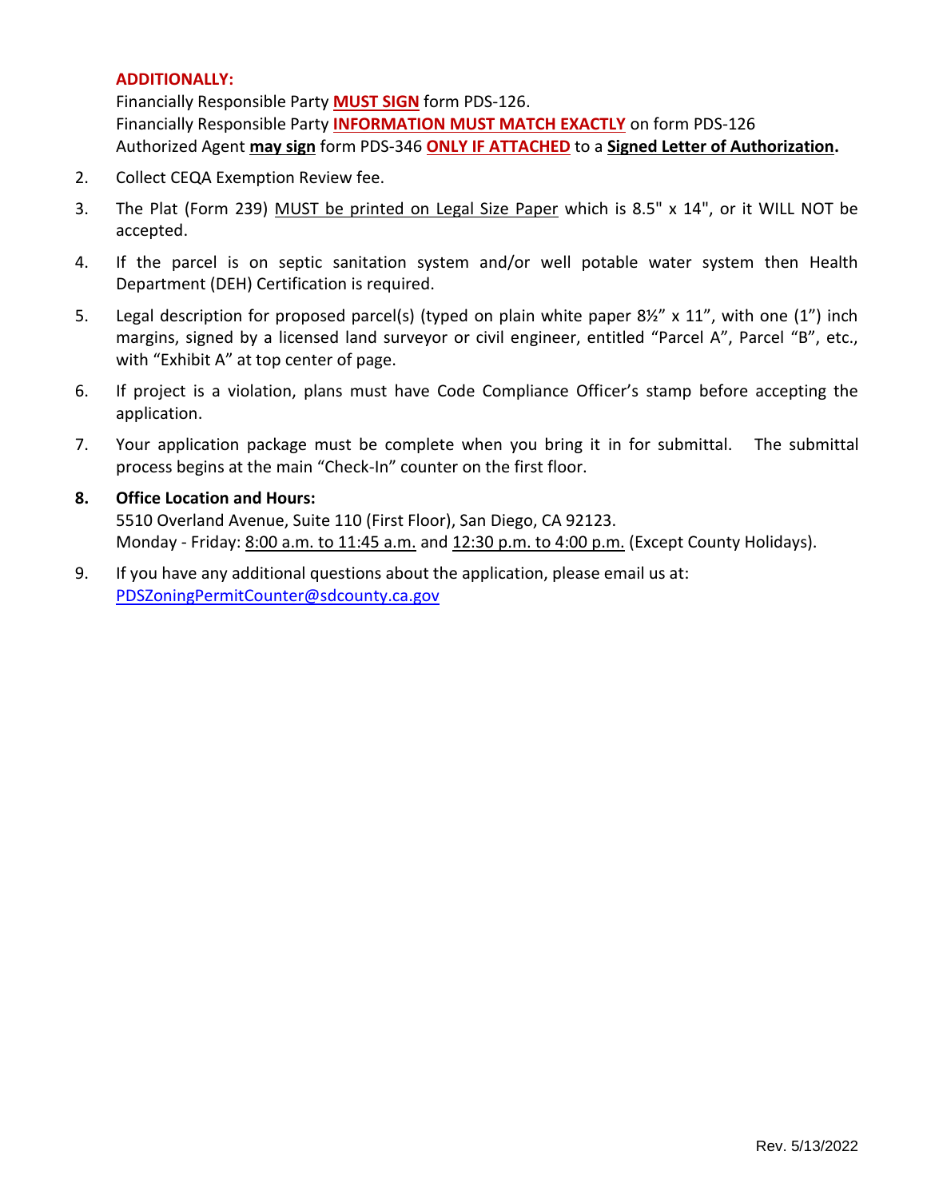**ADDITIONALLY:**

Financially Responsible Party **MUST SIGN** form PDS-126.
Financially Responsible Party **INFORMATION MUST MATCH EXACTLY** on form PDS-126
Authorized Agent **may sign** form PDS-346 **ONLY IF ATTACHED** to a **Signed Letter of Authorization.**

2. Collect CEQA Exemption Review fee.

3. The Plat (Form 239) MUST be printed on Legal Size Paper which is 8.5" x 14", or it WILL NOT be accepted.

4. If the parcel is on septic sanitation system and/or well potable water system then Health Department (DEH) Certification is required.

5. Legal description for proposed parcel(s) (typed on plain white paper 8½" x 11", with one (1") inch margins, signed by a licensed land surveyor or civil engineer, entitled "Parcel A", Parcel "B", etc., with "Exhibit A" at top center of page.

6. If project is a violation, plans must have Code Compliance Officer's stamp before accepting the application.

7. Your application package must be complete when you bring it in for submittal. The submittal process begins at the main "Check-In" counter on the first floor.

8. **Office Location and Hours:**
   5510 Overland Avenue, Suite 110 (First Floor), San Diego, CA 92123.
   Monday - Friday: 8:00 a.m. to 11:45 a.m. and 12:30 p.m. to 4:00 p.m. (Except County Holidays).

9. If you have any additional questions about the application, please email us at:
   PDSZoningPermitCounter@sdcounty.ca.gov

Rev. 5/13/2022